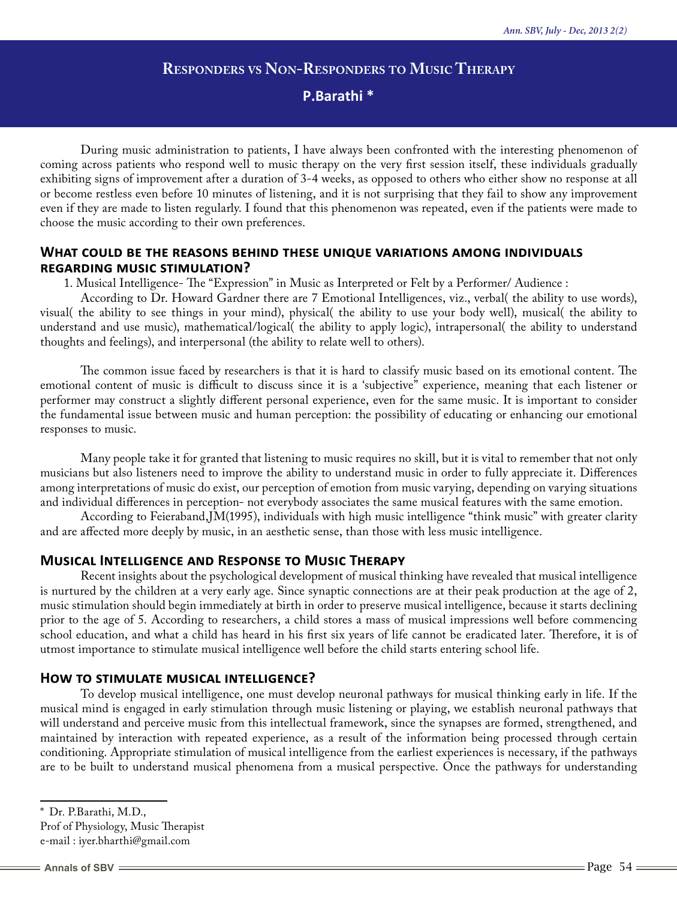# Responders vs Non-Responders to Music Therapy

**P.Barathi ***

During music administration to patients, I have always been confronted with the interesting phenomenon of coming across patients who respond well to music therapy on the very first session itself, these individuals gradually exhibiting signs of improvement after a duration of 3-4 weeks, as opposed to others who either show no response at all or become restless even before 10 minutes of listening, and it is not surprising that they fail to show any improvement even if they are made to listen regularly. I found that this phenomenon was repeated, even if the patients were made to choose the music according to their own preferences.

## What could be the reasons behind these unique variations among individuals regarding music stimulation?

1. Musical Intelligence- The "Expression" in Music as Interpreted or Felt by a Performer/ Audience :

According to Dr. Howard Gardner there are 7 Emotional Intelligences, viz., verbal( the ability to use words), visual( the ability to see things in your mind), physical( the ability to use your body well), musical( the ability to understand and use music), mathematical/logical( the ability to apply logic), intrapersonal( the ability to understand thoughts and feelings), and interpersonal (the ability to relate well to others).

The common issue faced by researchers is that it is hard to classify music based on its emotional content. The emotional content of music is difficult to discuss since it is a 'subjective" experience, meaning that each listener or performer may construct a slightly different personal experience, even for the same music. It is important to consider the fundamental issue between music and human perception: the possibility of educating or enhancing our emotional responses to music.

Many people take it for granted that listening to music requires no skill, but it is vital to remember that not only musicians but also listeners need to improve the ability to understand music in order to fully appreciate it. Differences among interpretations of music do exist, our perception of emotion from music varying, depending on varying situations and individual differences in perception- not everybody associates the same musical features with the same emotion.

According to Feieraband,JM(1995), individuals with high music intelligence "think music" with greater clarity and are affected more deeply by music, in an aesthetic sense, than those with less music intelligence.

## Musical Intelligence and Response to Music Therapy

Recent insights about the psychological development of musical thinking have revealed that musical intelligence is nurtured by the children at a very early age. Since synaptic connections are at their peak production at the age of 2, music stimulation should begin immediately at birth in order to preserve musical intelligence, because it starts declining prior to the age of 5. According to researchers, a child stores a mass of musical impressions well before commencing school education, and what a child has heard in his first six years of life cannot be eradicated later. Therefore, it is of utmost importance to stimulate musical intelligence well before the child starts entering school life.

## How to stimulate musical intelligence?

To develop musical intelligence, one must develop neuronal pathways for musical thinking early in life. If the musical mind is engaged in early stimulation through music listening or playing, we establish neuronal pathways that will understand and perceive music from this intellectual framework, since the synapses are formed, strengthened, and maintained by interaction with repeated experience, as a result of the information being processed through certain conditioning. Appropriate stimulation of musical intelligence from the earliest experiences is necessary, if the pathways are to be built to understand musical phenomena from a musical perspective. Once the pathways for understanding

---

* Dr. P.Barathi, M.D.,
Prof of Physiology, Music Therapist
e-mail : iyer.bharthi@gmail.com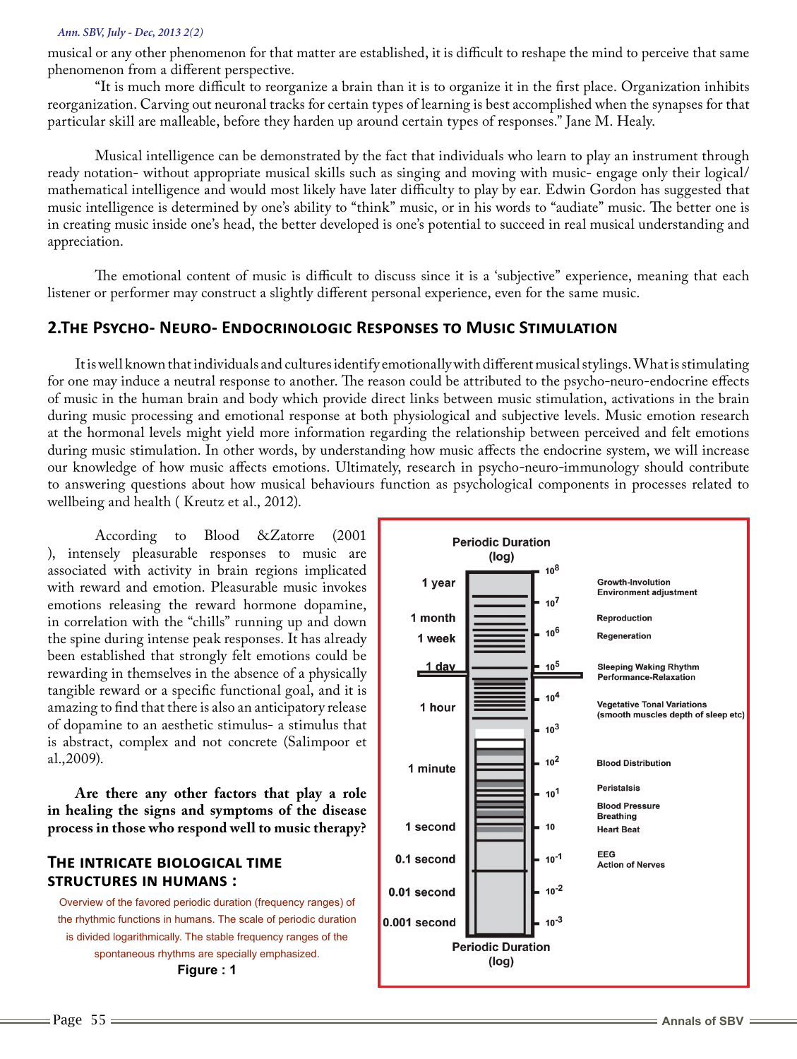musical or any other phenomenon for that matter are established, it is difficult to reshape the mind to perceive that same phenomenon from a different perspective.

"It is much more difficult to reorganize a brain than it is to organize it in the first place. Organization inhibits reorganization. Carving out neuronal tracks for certain types of learning is best accomplished when the synapses for that particular skill are malleable, before they harden up around certain types of responses." Jane M. Healy.

Musical intelligence can be demonstrated by the fact that individuals who learn to play an instrument through ready notation- without appropriate musical skills such as singing and moving with music- engage only their logical/ mathematical intelligence and would most likely have later difficulty to play by ear. Edwin Gordon has suggested that music intelligence is determined by one's ability to "think" music, or in his words to "audiate" music. The better one is in creating music inside one's head, the better developed is one's potential to succeed in real musical understanding and appreciation.

The emotional content of music is difficult to discuss since it is a 'subjective" experience, meaning that each listener or performer may construct a slightly different personal experience, even for the same music.

## 2.The Psycho- Neuro- Endocrinologic Responses to Music Stimulation

It is well known that individuals and cultures identify emotionally with different musical stylings. What is stimulating for one may induce a neutral response to another. The reason could be attributed to the psycho-neuro-endocrine effects of music in the human brain and body which provide direct links between music stimulation, activations in the brain during music processing and emotional response at both physiological and subjective levels. Music emotion research at the hormonal levels might yield more information regarding the relationship between perceived and felt emotions during music stimulation. In other words, by understanding how music affects the endocrine system, we will increase our knowledge of how music affects emotions. Ultimately, research in psycho-neuro-immunology should contribute to answering questions about how musical behaviours function as psychological components in processes related to wellbeing and health ( Kreutz et al., 2012).

According to Blood &Zatorre (2001 ), intensely pleasurable responses to music are associated with activity in brain regions implicated with reward and emotion. Pleasurable music invokes emotions releasing the reward hormone dopamine, in correlation with the "chills" running up and down the spine during intense peak responses. It has already been established that strongly felt emotions could be rewarding in themselves in the absence of a physically tangible reward or a specific functional goal, and it is amazing to find that there is also an anticipatory release of dopamine to an aesthetic stimulus- a stimulus that is abstract, complex and not concrete (Salimpoor et al.,2009).

**Are there any other factors that play a role in healing the signs and symptoms of the disease process in those who respond well to music therapy?**

## The intricate biological time structures in humans :

Overview of the favored periodic duration (frequency ranges) of the rhythmic functions in humans. The scale of periodic duration is divided logarithmically. The stable frequency ranges of the spontaneous rhythms are specially emphasized.

**Figure : 1**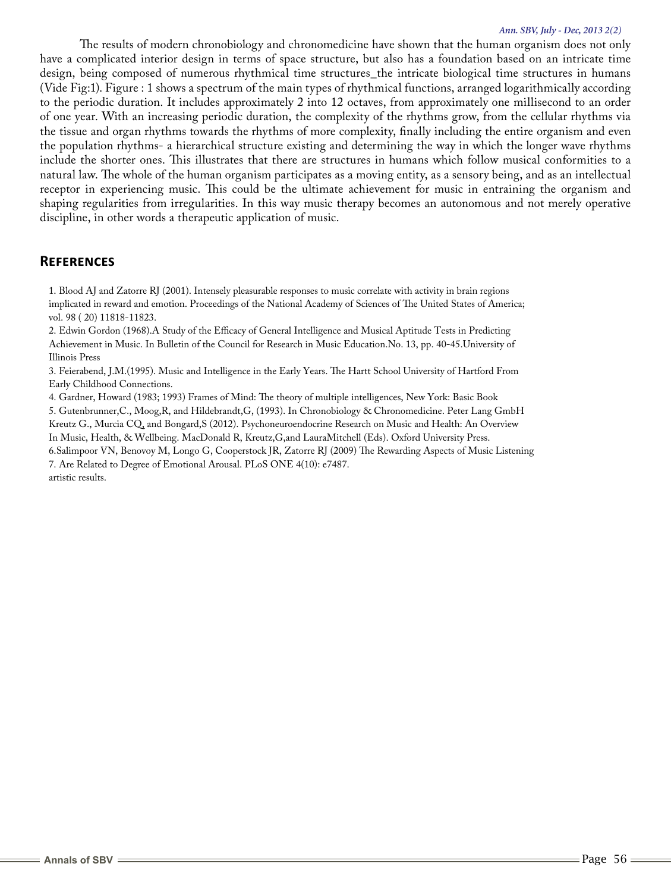The results of modern chronobiology and chronomedicine have shown that the human organism does not only have a complicated interior design in terms of space structure, but also has a foundation based on an intricate time design, being composed of numerous rhythmical time structures_the intricate biological time structures in humans (Vide Fig:1). Figure : 1 shows a spectrum of the main types of rhythmical functions, arranged logarithmically according to the periodic duration. It includes approximately 2 into 12 octaves, from approximately one millisecond to an order of one year. With an increasing periodic duration, the complexity of the rhythms grow, from the cellular rhythms via the tissue and organ rhythms towards the rhythms of more complexity, finally including the entire organism and even the population rhythms- a hierarchical structure existing and determining the way in which the longer wave rhythms include the shorter ones. This illustrates that there are structures in humans which follow musical conformities to a natural law. The whole of the human organism participates as a moving entity, as a sensory being, and as an intellectual receptor in experiencing music. This could be the ultimate achievement for music in entraining the organism and shaping regularities from irregularities. In this way music therapy becomes an autonomous and not merely operative discipline, in other words a therapeutic application of music.

## References

1. Blood AJ and Zatorre RJ (2001). Intensely pleasurable responses to music correlate with activity in brain regions implicated in reward and emotion. Proceedings of the National Academy of Sciences of The United States of America; vol. 98 ( 20) 11818-11823.
2. Edwin Gordon (1968).A Study of the Efficacy of General Intelligence and Musical Aptitude Tests in Predicting Achievement in Music. In Bulletin of the Council for Research in Music Education.No. 13, pp. 40-45.University of Illinois Press
3. Feierabend, J.M.(1995). Music and Intelligence in the Early Years. The Hartt School University of Hartford From Early Childhood Connections.
4. Gardner, Howard (1983; 1993) Frames of Mind: The theory of multiple intelligences, New York: Basic Book
5. Gutenbrunner,C., Moog,R, and Hildebrandt,G, (1993). In Chronobiology & Chronomedicine. Peter Lang GmbH Kreutz G., Murcia CQ, and Bongard,S (2012). Psychoneuroendocrine Research on Music and Health: An Overview In Music, Health, & Wellbeing. MacDonald R, Kreutz,G,and LauraMitchell (Eds). Oxford University Press.
6. Salimpoor VN, Benovoy M, Longo G, Cooperstock JR, Zatorre RJ (2009) The Rewarding Aspects of Music Listening
7. Are Related to Degree of Emotional Arousal. PLoS ONE 4(10): e7487.

artistic results.